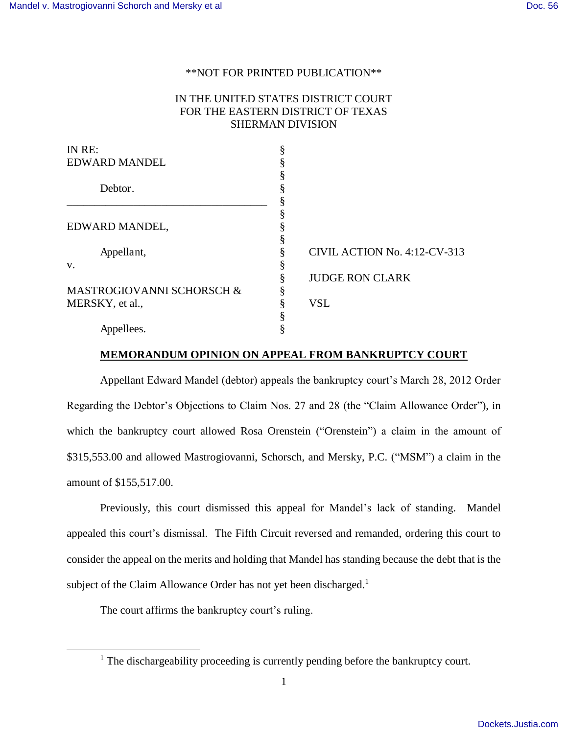**NOT FOR PRINTED PUBLICATION**

IN THE UNITED STATES DISTRICT COURT
FOR THE EASTERN DISTRICT OF TEXAS
SHERMAN DIVISION

| | | |
|---|---|---|
| IN RE: EDWARD MANDEL | § | |
| Debtor. | § | |
| EDWARD MANDEL, | § | |
| Appellant, | § | CIVIL ACTION No. 4:12-CV-313 |
| v. | § | JUDGE RON CLARK |
| MASTROGIOVANNI SCHORSCH & MERSKY, et al., | § | VSL |
| Appellees. | § | |

**MEMORANDUM OPINION ON APPEAL FROM BANKRUPTCY COURT**

Appellant Edward Mandel (debtor) appeals the bankruptcy court's March 28, 2012 Order Regarding the Debtor's Objections to Claim Nos. 27 and 28 (the "Claim Allowance Order"), in which the bankruptcy court allowed Rosa Orenstein ("Orenstein") a claim in the amount of $315,553.00 and allowed Mastrogiovanni, Schorsch, and Mersky, P.C. ("MSM") a claim in the amount of $155,517.00.

Previously, this court dismissed this appeal for Mandel's lack of standing. Mandel appealed this court's dismissal. The Fifth Circuit reversed and remanded, ordering this court to consider the appeal on the merits and holding that Mandel has standing because the debt that is the subject of the Claim Allowance Order has not yet been discharged.[1]

The court affirms the bankruptcy court's ruling.

[1] The dischargeability proceeding is currently pending before the bankruptcy court.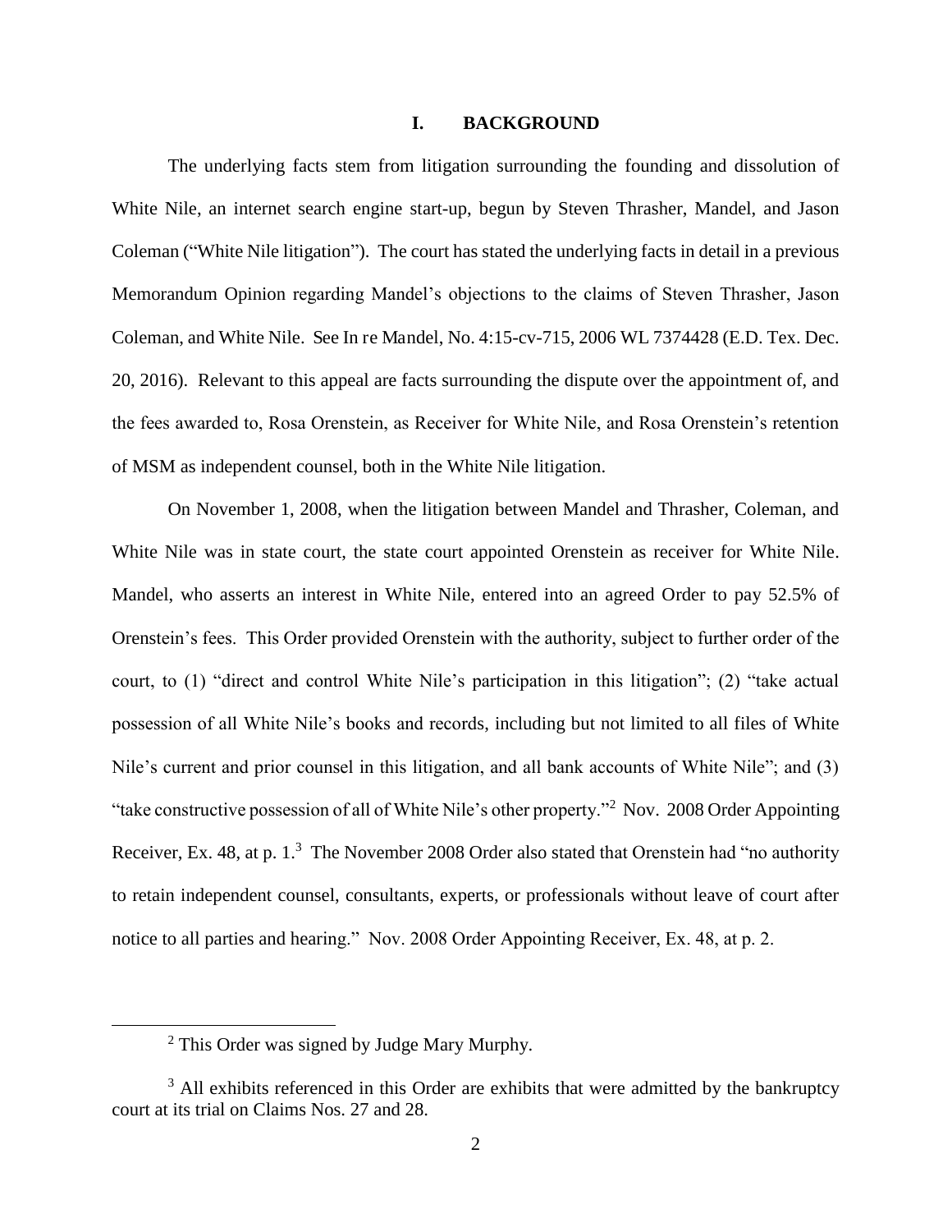## I. BACKGROUND

The underlying facts stem from litigation surrounding the founding and dissolution of White Nile, an internet search engine start-up, begun by Steven Thrasher, Mandel, and Jason Coleman ("White Nile litigation"). The court has stated the underlying facts in detail in a previous Memorandum Opinion regarding Mandel's objections to the claims of Steven Thrasher, Jason Coleman, and White Nile. See In re Mandel, No. 4:15-cv-715, 2006 WL 7374428 (E.D. Tex. Dec. 20, 2016). Relevant to this appeal are facts surrounding the dispute over the appointment of, and the fees awarded to, Rosa Orenstein, as Receiver for White Nile, and Rosa Orenstein's retention of MSM as independent counsel, both in the White Nile litigation.

On November 1, 2008, when the litigation between Mandel and Thrasher, Coleman, and White Nile was in state court, the state court appointed Orenstein as receiver for White Nile. Mandel, who asserts an interest in White Nile, entered into an agreed Order to pay 52.5% of Orenstein's fees. This Order provided Orenstein with the authority, subject to further order of the court, to (1) "direct and control White Nile's participation in this litigation"; (2) "take actual possession of all White Nile's books and records, including but not limited to all files of White Nile's current and prior counsel in this litigation, and all bank accounts of White Nile"; and (3) "take constructive possession of all of White Nile's other property."[2] Nov. 2008 Order Appointing Receiver, Ex. 48, at p. 1.[3] The November 2008 Order also stated that Orenstein had "no authority to retain independent counsel, consultants, experts, or professionals without leave of court after notice to all parties and hearing." Nov. 2008 Order Appointing Receiver, Ex. 48, at p. 2.

---

[2] This Order was signed by Judge Mary Murphy.

[3] All exhibits referenced in this Order are exhibits that were admitted by the bankruptcy court at its trial on Claims Nos. 27 and 28.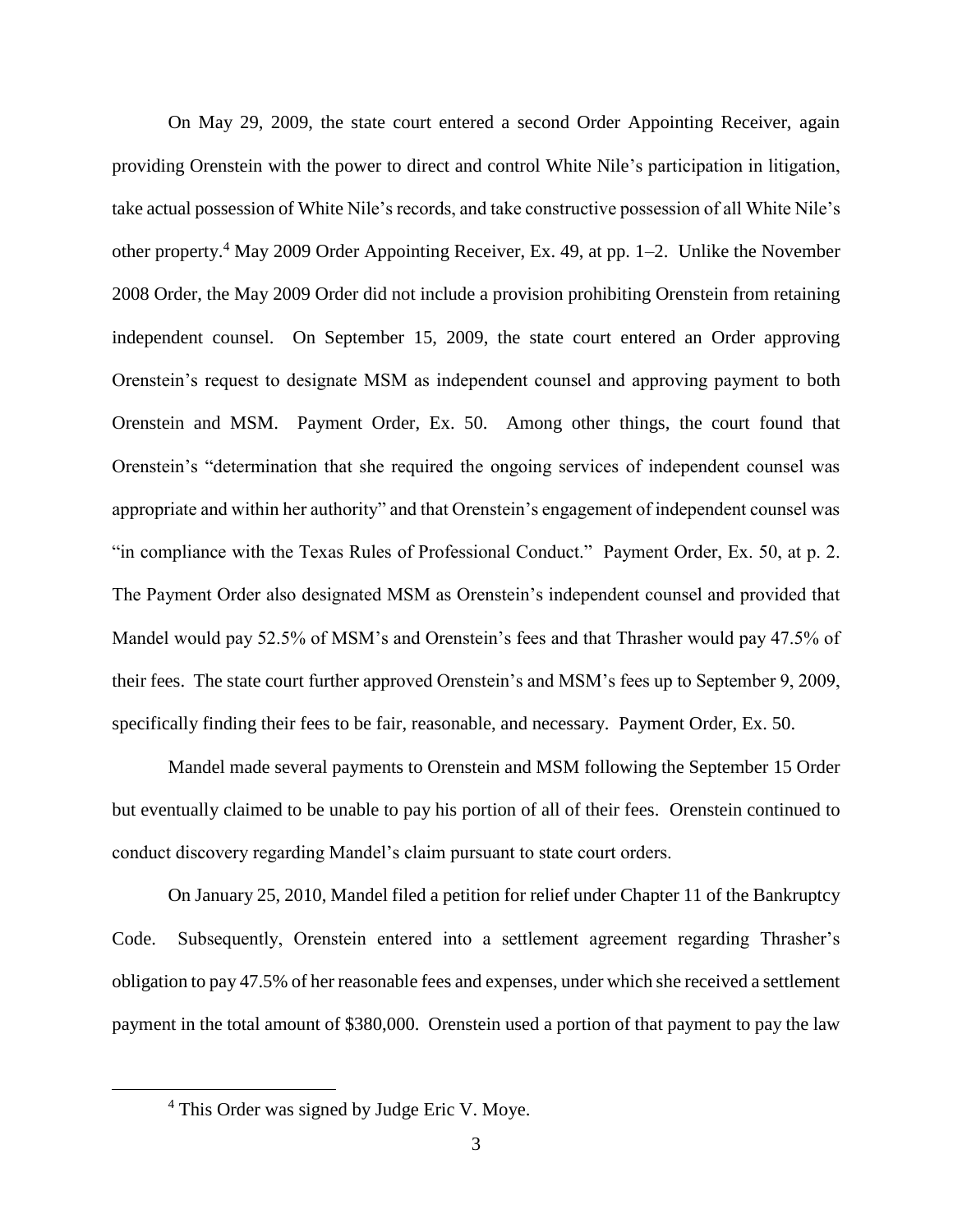On May 29, 2009, the state court entered a second Order Appointing Receiver, again providing Orenstein with the power to direct and control White Nile's participation in litigation, take actual possession of White Nile's records, and take constructive possession of all White Nile's other property.[4] May 2009 Order Appointing Receiver, Ex. 49, at pp. 1–2. Unlike the November 2008 Order, the May 2009 Order did not include a provision prohibiting Orenstein from retaining independent counsel. On September 15, 2009, the state court entered an Order approving Orenstein's request to designate MSM as independent counsel and approving payment to both Orenstein and MSM. Payment Order, Ex. 50. Among other things, the court found that Orenstein's "determination that she required the ongoing services of independent counsel was appropriate and within her authority" and that Orenstein's engagement of independent counsel was "in compliance with the Texas Rules of Professional Conduct." Payment Order, Ex. 50, at p. 2. The Payment Order also designated MSM as Orenstein's independent counsel and provided that Mandel would pay 52.5% of MSM's and Orenstein's fees and that Thrasher would pay 47.5% of their fees. The state court further approved Orenstein's and MSM's fees up to September 9, 2009, specifically finding their fees to be fair, reasonable, and necessary. Payment Order, Ex. 50.

Mandel made several payments to Orenstein and MSM following the September 15 Order but eventually claimed to be unable to pay his portion of all of their fees. Orenstein continued to conduct discovery regarding Mandel's claim pursuant to state court orders.

On January 25, 2010, Mandel filed a petition for relief under Chapter 11 of the Bankruptcy Code. Subsequently, Orenstein entered into a settlement agreement regarding Thrasher's obligation to pay 47.5% of her reasonable fees and expenses, under which she received a settlement payment in the total amount of $380,000. Orenstein used a portion of that payment to pay the law

[4] This Order was signed by Judge Eric V. Moye.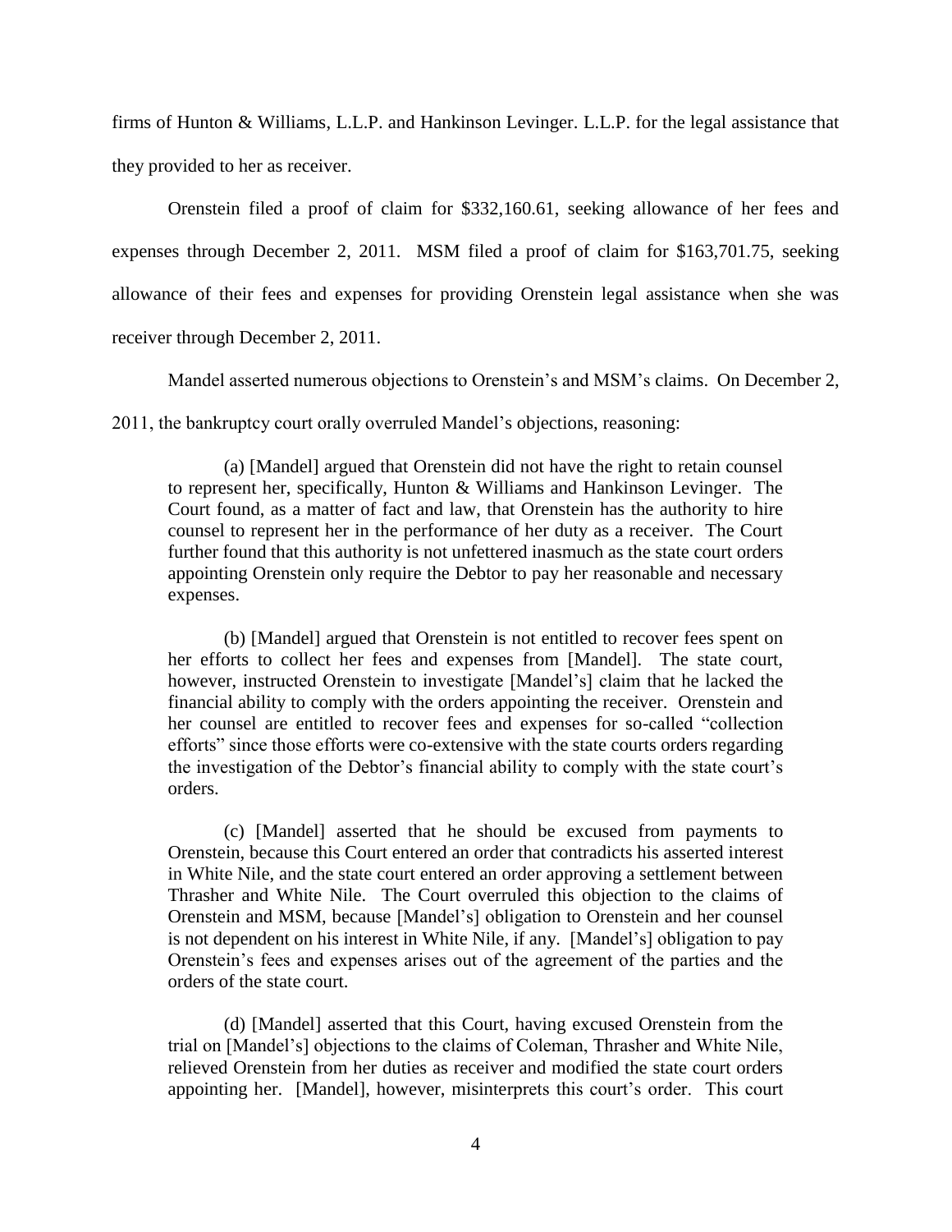firms of Hunton & Williams, L.L.P. and Hankinson Levinger. L.L.P. for the legal assistance that they provided to her as receiver.

Orenstein filed a proof of claim for $332,160.61, seeking allowance of her fees and expenses through December 2, 2011. MSM filed a proof of claim for $163,701.75, seeking allowance of their fees and expenses for providing Orenstein legal assistance when she was receiver through December 2, 2011.

Mandel asserted numerous objections to Orenstein's and MSM's claims. On December 2, 2011, the bankruptcy court orally overruled Mandel's objections, reasoning:

> (a) [Mandel] argued that Orenstein did not have the right to retain counsel to represent her, specifically, Hunton & Williams and Hankinson Levinger. The Court found, as a matter of fact and law, that Orenstein has the authority to hire counsel to represent her in the performance of her duty as a receiver. The Court further found that this authority is not unfettered inasmuch as the state court orders appointing Orenstein only require the Debtor to pay her reasonable and necessary expenses.
>
> (b) [Mandel] argued that Orenstein is not entitled to recover fees spent on her efforts to collect her fees and expenses from [Mandel]. The state court, however, instructed Orenstein to investigate [Mandel's] claim that he lacked the financial ability to comply with the orders appointing the receiver. Orenstein and her counsel are entitled to recover fees and expenses for so-called "collection efforts" since those efforts were co-extensive with the state courts orders regarding the investigation of the Debtor's financial ability to comply with the state court's orders.
>
> (c) [Mandel] asserted that he should be excused from payments to Orenstein, because this Court entered an order that contradicts his asserted interest in White Nile, and the state court entered an order approving a settlement between Thrasher and White Nile. The Court overruled this objection to the claims of Orenstein and MSM, because [Mandel's] obligation to Orenstein and her counsel is not dependent on his interest in White Nile, if any. [Mandel's] obligation to pay Orenstein's fees and expenses arises out of the agreement of the parties and the orders of the state court.
>
> (d) [Mandel] asserted that this Court, having excused Orenstein from the trial on [Mandel's] objections to the claims of Coleman, Thrasher and White Nile, relieved Orenstein from her duties as receiver and modified the state court orders appointing her. [Mandel], however, misinterprets this court's order. This court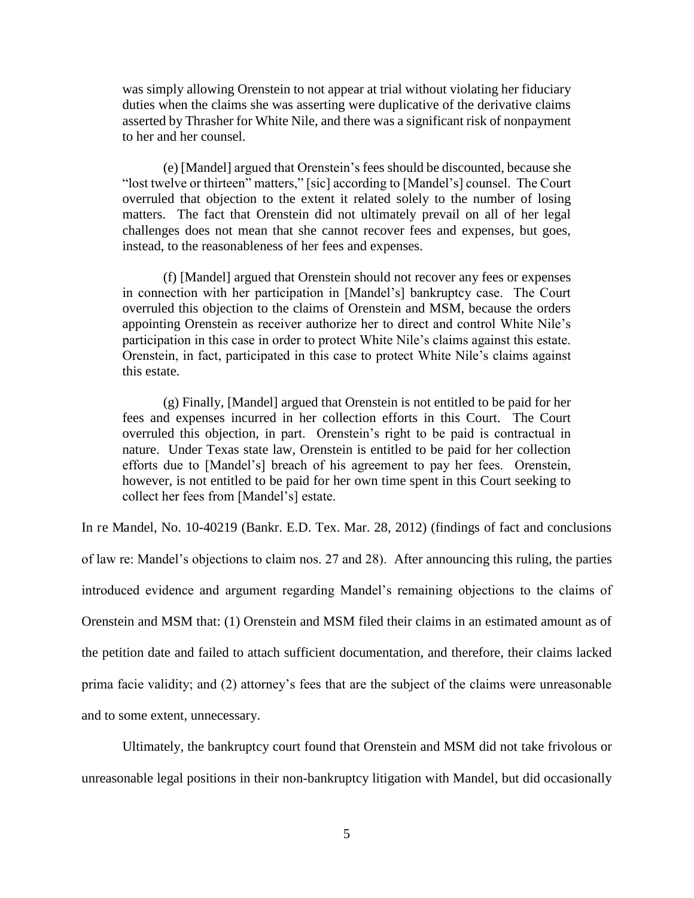was simply allowing Orenstein to not appear at trial without violating her fiduciary duties when the claims she was asserting were duplicative of the derivative claims asserted by Thrasher for White Nile, and there was a significant risk of nonpayment to her and her counsel.

> (e) [Mandel] argued that Orenstein's fees should be discounted, because she "lost twelve or thirteen" matters," [sic] according to [Mandel's] counsel. The Court overruled that objection to the extent it related solely to the number of losing matters. The fact that Orenstein did not ultimately prevail on all of her legal challenges does not mean that she cannot recover fees and expenses, but goes, instead, to the reasonableness of her fees and expenses.
>
> (f) [Mandel] argued that Orenstein should not recover any fees or expenses in connection with her participation in [Mandel's] bankruptcy case. The Court overruled this objection to the claims of Orenstein and MSM, because the orders appointing Orenstein as receiver authorize her to direct and control White Nile's participation in this case in order to protect White Nile's claims against this estate. Orenstein, in fact, participated in this case to protect White Nile's claims against this estate.
>
> (g) Finally, [Mandel] argued that Orenstein is not entitled to be paid for her fees and expenses incurred in her collection efforts in this Court. The Court overruled this objection, in part. Orenstein's right to be paid is contractual in nature. Under Texas state law, Orenstein is entitled to be paid for her collection efforts due to [Mandel's] breach of his agreement to pay her fees. Orenstein, however, is not entitled to be paid for her own time spent in this Court seeking to collect her fees from [Mandel's] estate.

In re Mandel, No. 10-40219 (Bankr. E.D. Tex. Mar. 28, 2012) (findings of fact and conclusions of law re: Mandel's objections to claim nos. 27 and 28). After announcing this ruling, the parties introduced evidence and argument regarding Mandel's remaining objections to the claims of Orenstein and MSM that: (1) Orenstein and MSM filed their claims in an estimated amount as of the petition date and failed to attach sufficient documentation, and therefore, their claims lacked prima facie validity; and (2) attorney's fees that are the subject of the claims were unreasonable and to some extent, unnecessary.

Ultimately, the bankruptcy court found that Orenstein and MSM did not take frivolous or unreasonable legal positions in their non-bankruptcy litigation with Mandel, but did occasionally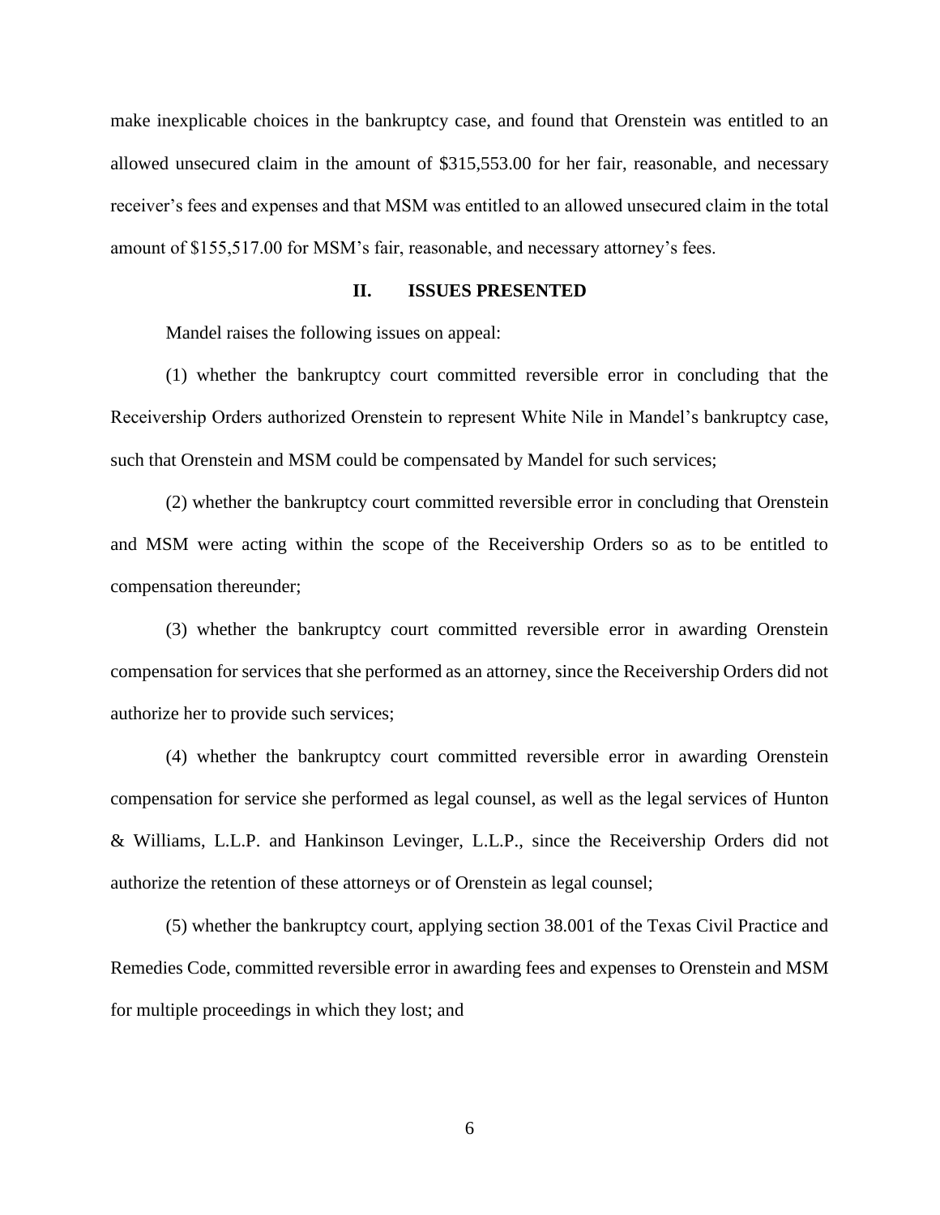make inexplicable choices in the bankruptcy case, and found that Orenstein was entitled to an allowed unsecured claim in the amount of $315,553.00 for her fair, reasonable, and necessary receiver's fees and expenses and that MSM was entitled to an allowed unsecured claim in the total amount of $155,517.00 for MSM's fair, reasonable, and necessary attorney's fees.

## II. ISSUES PRESENTED

Mandel raises the following issues on appeal:

(1) whether the bankruptcy court committed reversible error in concluding that the Receivership Orders authorized Orenstein to represent White Nile in Mandel's bankruptcy case, such that Orenstein and MSM could be compensated by Mandel for such services;

(2) whether the bankruptcy court committed reversible error in concluding that Orenstein and MSM were acting within the scope of the Receivership Orders so as to be entitled to compensation thereunder;

(3) whether the bankruptcy court committed reversible error in awarding Orenstein compensation for services that she performed as an attorney, since the Receivership Orders did not authorize her to provide such services;

(4) whether the bankruptcy court committed reversible error in awarding Orenstein compensation for service she performed as legal counsel, as well as the legal services of Hunton & Williams, L.L.P. and Hankinson Levinger, L.L.P., since the Receivership Orders did not authorize the retention of these attorneys or of Orenstein as legal counsel;

(5) whether the bankruptcy court, applying section 38.001 of the Texas Civil Practice and Remedies Code, committed reversible error in awarding fees and expenses to Orenstein and MSM for multiple proceedings in which they lost; and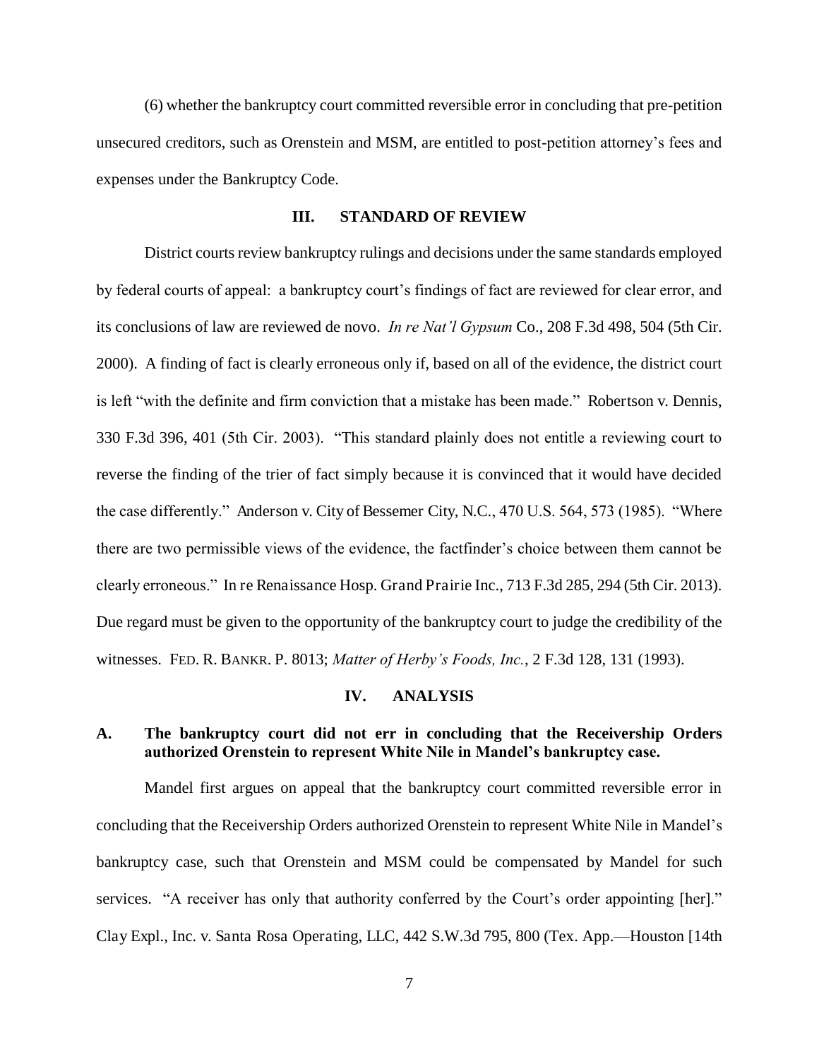(6) whether the bankruptcy court committed reversible error in concluding that pre-petition unsecured creditors, such as Orenstein and MSM, are entitled to post-petition attorney's fees and expenses under the Bankruptcy Code.

## III. STANDARD OF REVIEW

District courts review bankruptcy rulings and decisions under the same standards employed by federal courts of appeal: a bankruptcy court's findings of fact are reviewed for clear error, and its conclusions of law are reviewed de novo. *In re Nat'l Gypsum* Co., 208 F.3d 498, 504 (5th Cir. 2000). A finding of fact is clearly erroneous only if, based on all of the evidence, the district court is left "with the definite and firm conviction that a mistake has been made." Robertson v. Dennis, 330 F.3d 396, 401 (5th Cir. 2003). "This standard plainly does not entitle a reviewing court to reverse the finding of the trier of fact simply because it is convinced that it would have decided the case differently." Anderson v. City of Bessemer City, N.C., 470 U.S. 564, 573 (1985). "Where there are two permissible views of the evidence, the factfinder's choice between them cannot be clearly erroneous." In re Renaissance Hosp. Grand Prairie Inc., 713 F.3d 285, 294 (5th Cir. 2013). Due regard must be given to the opportunity of the bankruptcy court to judge the credibility of the witnesses. FED. R. BANKR. P. 8013; *Matter of Herby's Foods, Inc.*, 2 F.3d 128, 131 (1993).

## IV. ANALYSIS

### A. The bankruptcy court did not err in concluding that the Receivership Orders authorized Orenstein to represent White Nile in Mandel's bankruptcy case.

Mandel first argues on appeal that the bankruptcy court committed reversible error in concluding that the Receivership Orders authorized Orenstein to represent White Nile in Mandel's bankruptcy case, such that Orenstein and MSM could be compensated by Mandel for such services. "A receiver has only that authority conferred by the Court's order appointing [her]." Clay Expl., Inc. v. Santa Rosa Operating, LLC, 442 S.W.3d 795, 800 (Tex. App.—Houston [14th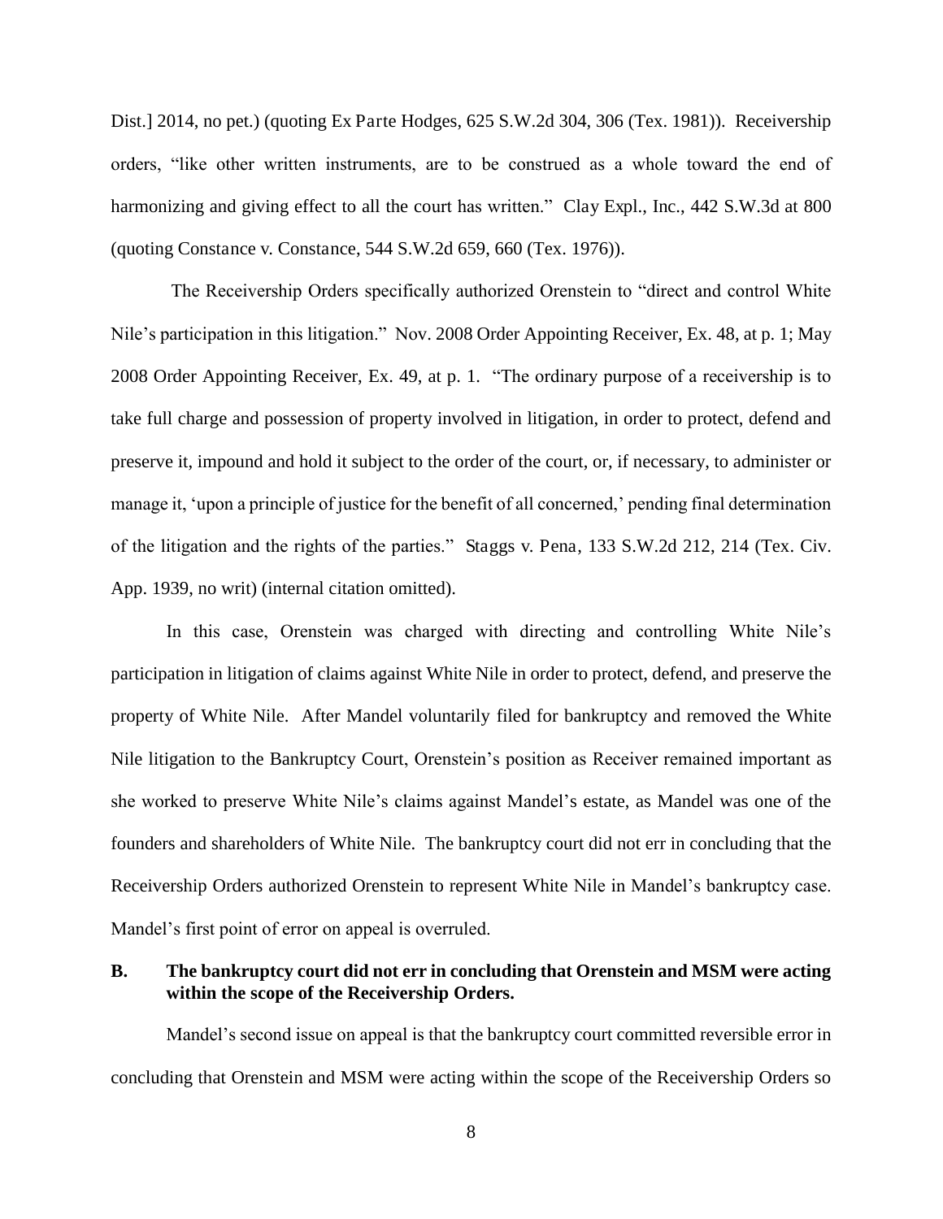Dist.] 2014, no pet.) (quoting Ex Parte Hodges, 625 S.W.2d 304, 306 (Tex. 1981)). Receivership orders, "like other written instruments, are to be construed as a whole toward the end of harmonizing and giving effect to all the court has written." Clay Expl., Inc., 442 S.W.3d at 800 (quoting Constance v. Constance, 544 S.W.2d 659, 660 (Tex. 1976)).

The Receivership Orders specifically authorized Orenstein to "direct and control White Nile's participation in this litigation." Nov. 2008 Order Appointing Receiver, Ex. 48, at p. 1; May 2008 Order Appointing Receiver, Ex. 49, at p. 1. "The ordinary purpose of a receivership is to take full charge and possession of property involved in litigation, in order to protect, defend and preserve it, impound and hold it subject to the order of the court, or, if necessary, to administer or manage it, 'upon a principle of justice for the benefit of all concerned,' pending final determination of the litigation and the rights of the parties." Staggs v. Pena, 133 S.W.2d 212, 214 (Tex. Civ. App. 1939, no writ) (internal citation omitted).

In this case, Orenstein was charged with directing and controlling White Nile's participation in litigation of claims against White Nile in order to protect, defend, and preserve the property of White Nile. After Mandel voluntarily filed for bankruptcy and removed the White Nile litigation to the Bankruptcy Court, Orenstein's position as Receiver remained important as she worked to preserve White Nile's claims against Mandel's estate, as Mandel was one of the founders and shareholders of White Nile. The bankruptcy court did not err in concluding that the Receivership Orders authorized Orenstein to represent White Nile in Mandel's bankruptcy case. Mandel's first point of error on appeal is overruled.

### B. The bankruptcy court did not err in concluding that Orenstein and MSM were acting within the scope of the Receivership Orders.

Mandel's second issue on appeal is that the bankruptcy court committed reversible error in concluding that Orenstein and MSM were acting within the scope of the Receivership Orders so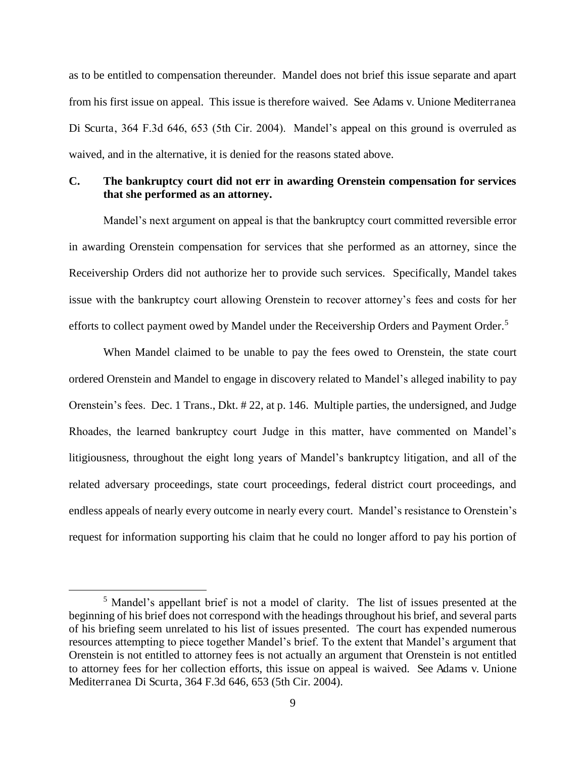as to be entitled to compensation thereunder. Mandel does not brief this issue separate and apart from his first issue on appeal. This issue is therefore waived. See Adams v. Unione Mediterranea Di Scurta, 364 F.3d 646, 653 (5th Cir. 2004). Mandel's appeal on this ground is overruled as waived, and in the alternative, it is denied for the reasons stated above.

### C. The bankruptcy court did not err in awarding Orenstein compensation for services that she performed as an attorney.

Mandel's next argument on appeal is that the bankruptcy court committed reversible error in awarding Orenstein compensation for services that she performed as an attorney, since the Receivership Orders did not authorize her to provide such services. Specifically, Mandel takes issue with the bankruptcy court allowing Orenstein to recover attorney's fees and costs for her efforts to collect payment owed by Mandel under the Receivership Orders and Payment Order.[5]

When Mandel claimed to be unable to pay the fees owed to Orenstein, the state court ordered Orenstein and Mandel to engage in discovery related to Mandel's alleged inability to pay Orenstein's fees. Dec. 1 Trans., Dkt. # 22, at p. 146. Multiple parties, the undersigned, and Judge Rhoades, the learned bankruptcy court Judge in this matter, have commented on Mandel's litigiousness, throughout the eight long years of Mandel's bankruptcy litigation, and all of the related adversary proceedings, state court proceedings, federal district court proceedings, and endless appeals of nearly every outcome in nearly every court. Mandel's resistance to Orenstein's request for information supporting his claim that he could no longer afford to pay his portion of

---

[5] Mandel's appellant brief is not a model of clarity. The list of issues presented at the beginning of his brief does not correspond with the headings throughout his brief, and several parts of his briefing seem unrelated to his list of issues presented. The court has expended numerous resources attempting to piece together Mandel's brief. To the extent that Mandel's argument that Orenstein is not entitled to attorney fees is not actually an argument that Orenstein is not entitled to attorney fees for her collection efforts, this issue on appeal is waived. See Adams v. Unione Mediterranea Di Scurta, 364 F.3d 646, 653 (5th Cir. 2004).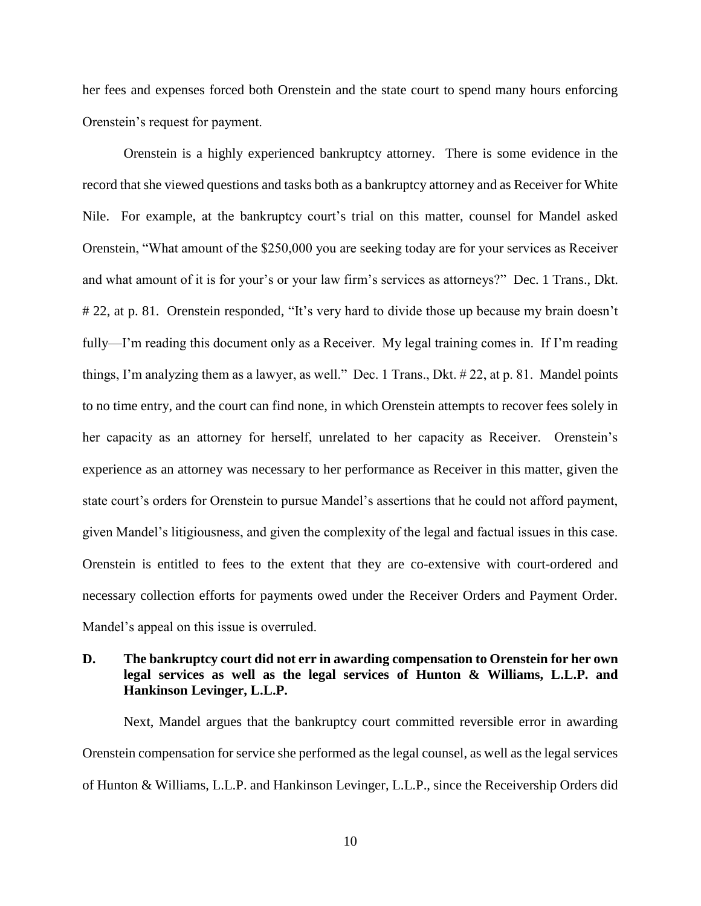her fees and expenses forced both Orenstein and the state court to spend many hours enforcing Orenstein's request for payment.

Orenstein is a highly experienced bankruptcy attorney. There is some evidence in the record that she viewed questions and tasks both as a bankruptcy attorney and as Receiver for White Nile. For example, at the bankruptcy court's trial on this matter, counsel for Mandel asked Orenstein, "What amount of the $250,000 you are seeking today are for your services as Receiver and what amount of it is for your's or your law firm's services as attorneys?" Dec. 1 Trans., Dkt. # 22, at p. 81. Orenstein responded, "It's very hard to divide those up because my brain doesn't fully—I'm reading this document only as a Receiver. My legal training comes in. If I'm reading things, I'm analyzing them as a lawyer, as well." Dec. 1 Trans., Dkt. # 22, at p. 81. Mandel points to no time entry, and the court can find none, in which Orenstein attempts to recover fees solely in her capacity as an attorney for herself, unrelated to her capacity as Receiver. Orenstein's experience as an attorney was necessary to her performance as Receiver in this matter, given the state court's orders for Orenstein to pursue Mandel's assertions that he could not afford payment, given Mandel's litigiousness, and given the complexity of the legal and factual issues in this case. Orenstein is entitled to fees to the extent that they are co-extensive with court-ordered and necessary collection efforts for payments owed under the Receiver Orders and Payment Order. Mandel's appeal on this issue is overruled.

**D. The bankruptcy court did not err in awarding compensation to Orenstein for her own legal services as well as the legal services of Hunton & Williams, L.L.P. and Hankinson Levinger, L.L.P.**

Next, Mandel argues that the bankruptcy court committed reversible error in awarding Orenstein compensation for service she performed as the legal counsel, as well as the legal services of Hunton & Williams, L.L.P. and Hankinson Levinger, L.L.P., since the Receivership Orders did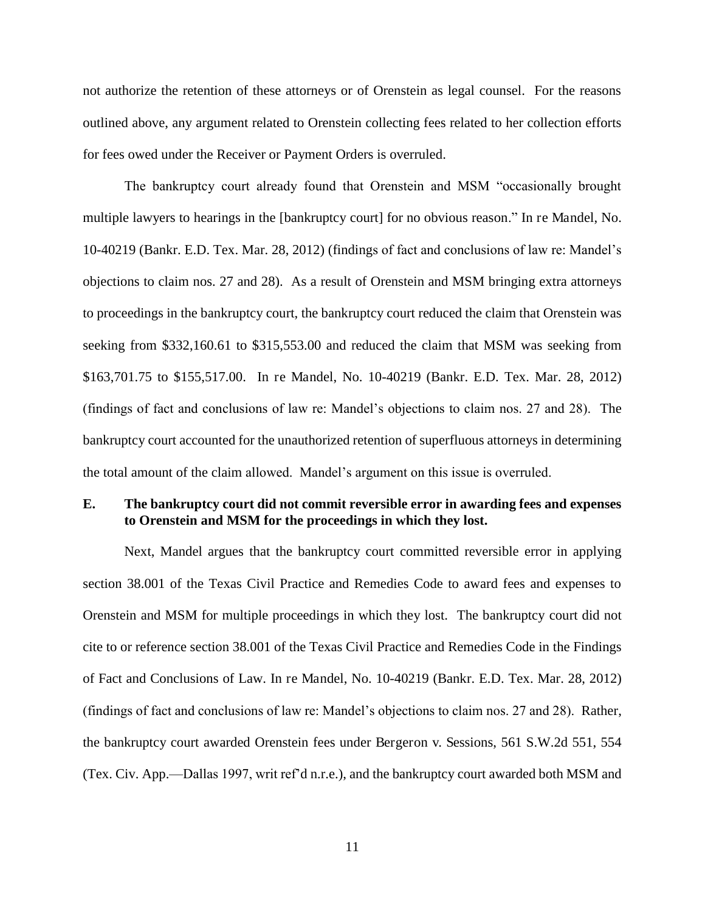not authorize the retention of these attorneys or of Orenstein as legal counsel. For the reasons outlined above, any argument related to Orenstein collecting fees related to her collection efforts for fees owed under the Receiver or Payment Orders is overruled.

The bankruptcy court already found that Orenstein and MSM "occasionally brought multiple lawyers to hearings in the [bankruptcy court] for no obvious reason." In re Mandel, No. 10-40219 (Bankr. E.D. Tex. Mar. 28, 2012) (findings of fact and conclusions of law re: Mandel's objections to claim nos. 27 and 28). As a result of Orenstein and MSM bringing extra attorneys to proceedings in the bankruptcy court, the bankruptcy court reduced the claim that Orenstein was seeking from $332,160.61 to $315,553.00 and reduced the claim that MSM was seeking from $163,701.75 to $155,517.00. In re Mandel, No. 10-40219 (Bankr. E.D. Tex. Mar. 28, 2012) (findings of fact and conclusions of law re: Mandel's objections to claim nos. 27 and 28). The bankruptcy court accounted for the unauthorized retention of superfluous attorneys in determining the total amount of the claim allowed. Mandel's argument on this issue is overruled.

**E. The bankruptcy court did not commit reversible error in awarding fees and expenses to Orenstein and MSM for the proceedings in which they lost.**

Next, Mandel argues that the bankruptcy court committed reversible error in applying section 38.001 of the Texas Civil Practice and Remedies Code to award fees and expenses to Orenstein and MSM for multiple proceedings in which they lost. The bankruptcy court did not cite to or reference section 38.001 of the Texas Civil Practice and Remedies Code in the Findings of Fact and Conclusions of Law. In re Mandel, No. 10-40219 (Bankr. E.D. Tex. Mar. 28, 2012) (findings of fact and conclusions of law re: Mandel's objections to claim nos. 27 and 28). Rather, the bankruptcy court awarded Orenstein fees under Bergeron v. Sessions, 561 S.W.2d 551, 554 (Tex. Civ. App.—Dallas 1997, writ ref'd n.r.e.), and the bankruptcy court awarded both MSM and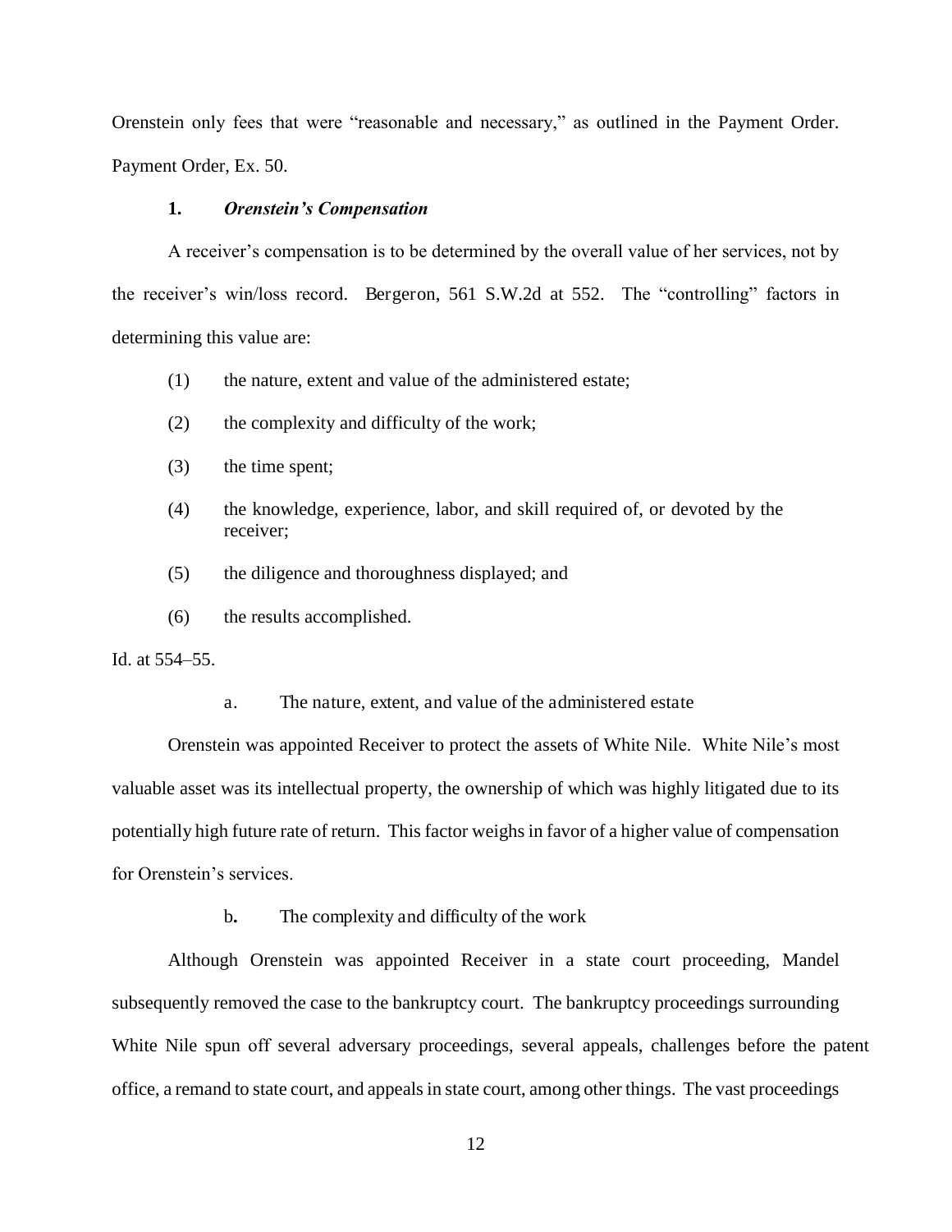Orenstein only fees that were "reasonable and necessary," as outlined in the Payment Order. Payment Order, Ex. 50.

### 1. *Orenstein's Compensation*

A receiver's compensation is to be determined by the overall value of her services, not by the receiver's win/loss record. Bergeron, 561 S.W.2d at 552. The "controlling" factors in determining this value are:

(1) the nature, extent and value of the administered estate;

(2) the complexity and difficulty of the work;

(3) the time spent;

(4) the knowledge, experience, labor, and skill required of, or devoted by the receiver;

(5) the diligence and thoroughness displayed; and

(6) the results accomplished.

Id. at 554–55.

#### a. The nature, extent, and value of the administered estate

Orenstein was appointed Receiver to protect the assets of White Nile. White Nile's most valuable asset was its intellectual property, the ownership of which was highly litigated due to its potentially high future rate of return. This factor weighs in favor of a higher value of compensation for Orenstein's services.

#### b. The complexity and difficulty of the work

Although Orenstein was appointed Receiver in a state court proceeding, Mandel subsequently removed the case to the bankruptcy court. The bankruptcy proceedings surrounding White Nile spun off several adversary proceedings, several appeals, challenges before the patent office, a remand to state court, and appeals in state court, among other things. The vast proceedings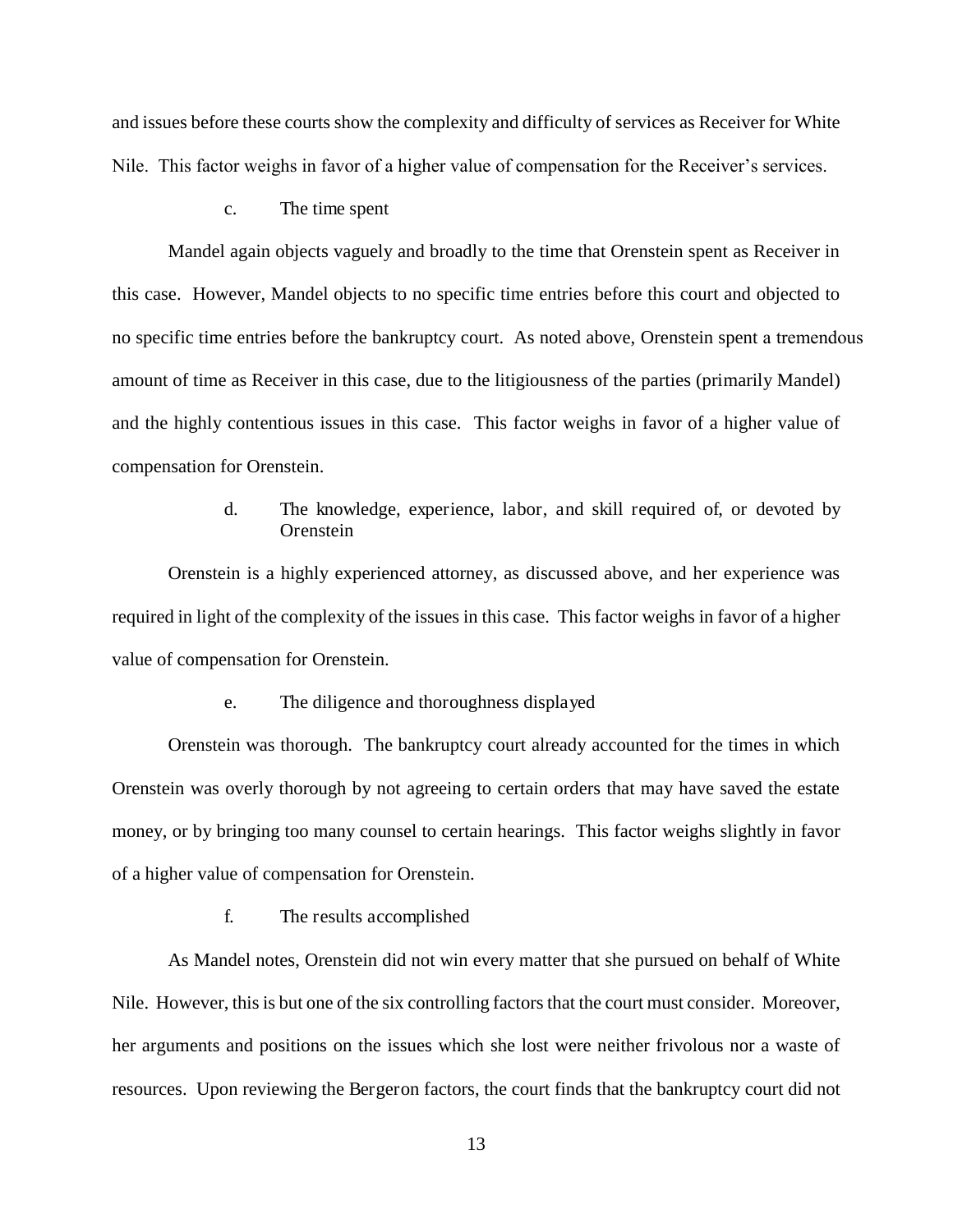and issues before these courts show the complexity and difficulty of services as Receiver for White Nile. This factor weighs in favor of a higher value of compensation for the Receiver's services.

c. The time spent

Mandel again objects vaguely and broadly to the time that Orenstein spent as Receiver in this case. However, Mandel objects to no specific time entries before this court and objected to no specific time entries before the bankruptcy court. As noted above, Orenstein spent a tremendous amount of time as Receiver in this case, due to the litigiousness of the parties (primarily Mandel) and the highly contentious issues in this case. This factor weighs in favor of a higher value of compensation for Orenstein.

d. The knowledge, experience, labor, and skill required of, or devoted by Orenstein

Orenstein is a highly experienced attorney, as discussed above, and her experience was required in light of the complexity of the issues in this case. This factor weighs in favor of a higher value of compensation for Orenstein.

e. The diligence and thoroughness displayed

Orenstein was thorough. The bankruptcy court already accounted for the times in which Orenstein was overly thorough by not agreeing to certain orders that may have saved the estate money, or by bringing too many counsel to certain hearings. This factor weighs slightly in favor of a higher value of compensation for Orenstein.

f. The results accomplished

As Mandel notes, Orenstein did not win every matter that she pursued on behalf of White Nile. However, this is but one of the six controlling factors that the court must consider. Moreover, her arguments and positions on the issues which she lost were neither frivolous nor a waste of resources. Upon reviewing the Bergeron factors, the court finds that the bankruptcy court did not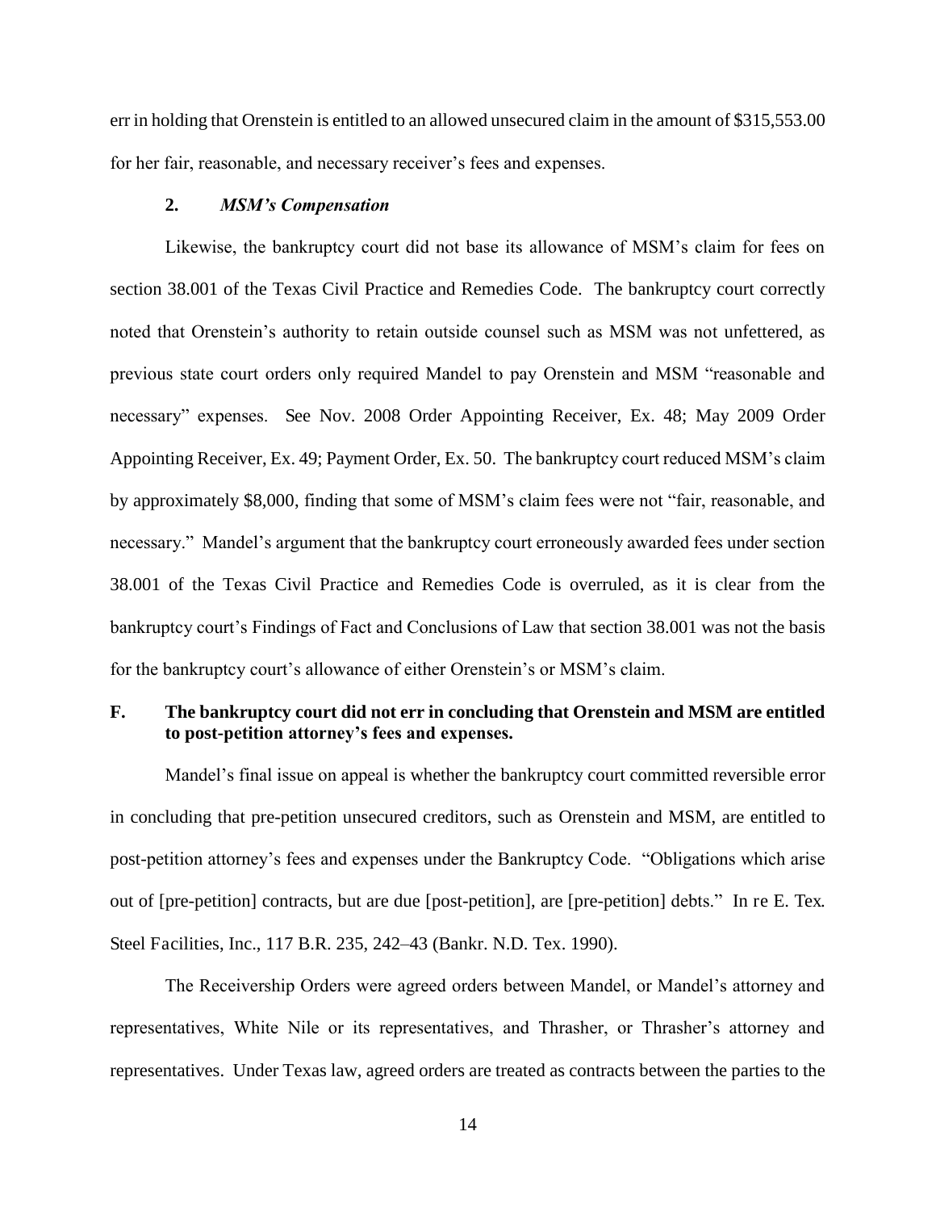err in holding that Orenstein is entitled to an allowed unsecured claim in the amount of $315,553.00 for her fair, reasonable, and necessary receiver's fees and expenses.

### 2. *MSM's Compensation*

Likewise, the bankruptcy court did not base its allowance of MSM's claim for fees on section 38.001 of the Texas Civil Practice and Remedies Code. The bankruptcy court correctly noted that Orenstein's authority to retain outside counsel such as MSM was not unfettered, as previous state court orders only required Mandel to pay Orenstein and MSM "reasonable and necessary" expenses. See Nov. 2008 Order Appointing Receiver, Ex. 48; May 2009 Order Appointing Receiver, Ex. 49; Payment Order, Ex. 50. The bankruptcy court reduced MSM's claim by approximately $8,000, finding that some of MSM's claim fees were not "fair, reasonable, and necessary." Mandel's argument that the bankruptcy court erroneously awarded fees under section 38.001 of the Texas Civil Practice and Remedies Code is overruled, as it is clear from the bankruptcy court's Findings of Fact and Conclusions of Law that section 38.001 was not the basis for the bankruptcy court's allowance of either Orenstein's or MSM's claim.

## F. The bankruptcy court did not err in concluding that Orenstein and MSM are entitled to post-petition attorney's fees and expenses.

Mandel's final issue on appeal is whether the bankruptcy court committed reversible error in concluding that pre-petition unsecured creditors, such as Orenstein and MSM, are entitled to post-petition attorney's fees and expenses under the Bankruptcy Code. "Obligations which arise out of [pre-petition] contracts, but are due [post-petition], are [pre-petition] debts." In re E. Tex. Steel Facilities, Inc., 117 B.R. 235, 242–43 (Bankr. N.D. Tex. 1990).

The Receivership Orders were agreed orders between Mandel, or Mandel's attorney and representatives, White Nile or its representatives, and Thrasher, or Thrasher's attorney and representatives. Under Texas law, agreed orders are treated as contracts between the parties to the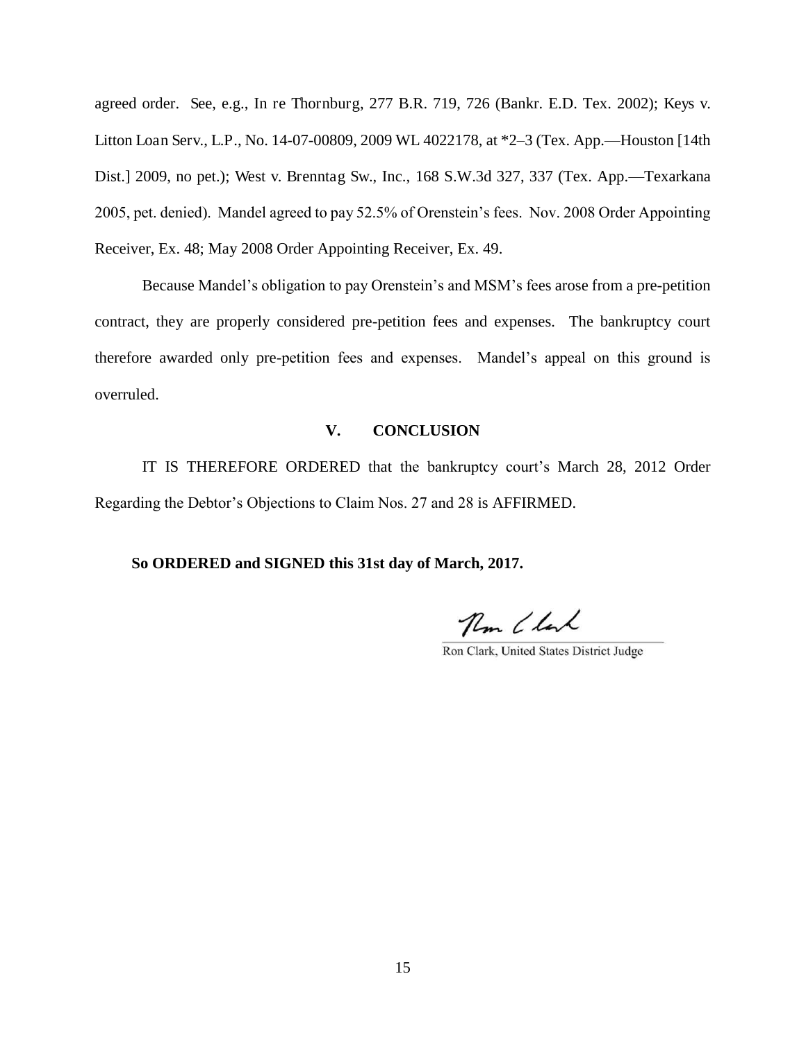agreed order. See, e.g., In re Thornburg, 277 B.R. 719, 726 (Bankr. E.D. Tex. 2002); Keys v. Litton Loan Serv., L.P., No. 14-07-00809, 2009 WL 4022178, at *2–3 (Tex. App.—Houston [14th Dist.] 2009, no pet.); West v. Brenntag Sw., Inc., 168 S.W.3d 327, 337 (Tex. App.—Texarkana 2005, pet. denied). Mandel agreed to pay 52.5% of Orenstein's fees. Nov. 2008 Order Appointing Receiver, Ex. 48; May 2008 Order Appointing Receiver, Ex. 49.

Because Mandel's obligation to pay Orenstein's and MSM's fees arose from a pre-petition contract, they are properly considered pre-petition fees and expenses. The bankruptcy court therefore awarded only pre-petition fees and expenses. Mandel's appeal on this ground is overruled.

## V. CONCLUSION

IT IS THEREFORE ORDERED that the bankruptcy court's March 28, 2012 Order Regarding the Debtor's Objections to Claim Nos. 27 and 28 is AFFIRMED.

**So ORDERED and SIGNED this 31st day of March, 2017.**

Ron Clark, United States District Judge